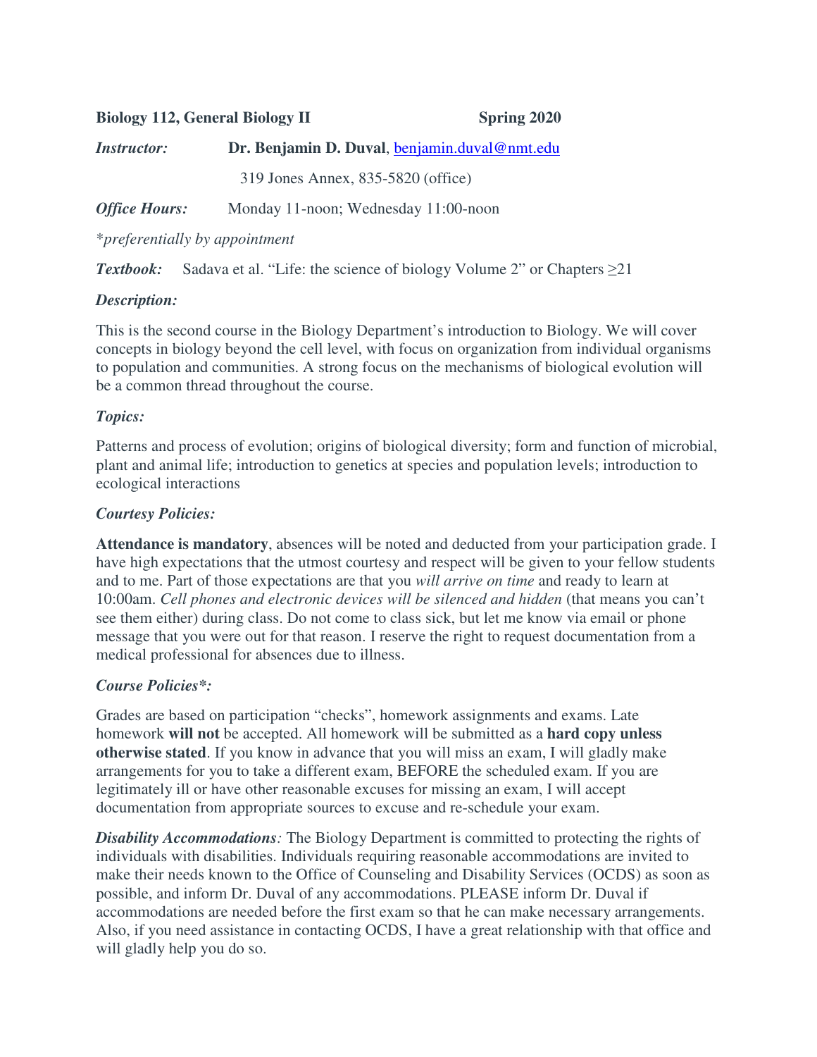**Biology 112, General Biology II** **Spring 2020**

***Instructor:*** **Dr. Benjamin D. Duval**, [benjamin.duval@nmt.edu](mailto:benjamin.duval@nmt.edu)

319 Jones Annex, 835-5820 (office)

***Office Hours:*** Monday 11-noon; Wednesday 11:00-noon

*\*preferentially by appointment*

***Textbook:*** Sadava et al. "Life: the science of biology Volume 2" or Chapters ≥21

### *Description:*

This is the second course in the Biology Department's introduction to Biology. We will cover concepts in biology beyond the cell level, with focus on organization from individual organisms to population and communities. A strong focus on the mechanisms of biological evolution will be a common thread throughout the course.

### *Topics:*

Patterns and process of evolution; origins of biological diversity; form and function of microbial, plant and animal life; introduction to genetics at species and population levels; introduction to ecological interactions

### *Courtesy Policies:*

**Attendance is mandatory**, absences will be noted and deducted from your participation grade. I have high expectations that the utmost courtesy and respect will be given to your fellow students and to me. Part of those expectations are that you *will arrive on time* and ready to learn at 10:00am. *Cell phones and electronic devices will be silenced and hidden* (that means you can't see them either) during class. Do not come to class sick, but let me know via email or phone message that you were out for that reason. I reserve the right to request documentation from a medical professional for absences due to illness.

### *Course Policies\*:*

Grades are based on participation "checks", homework assignments and exams. Late homework **will not** be accepted. All homework will be submitted as a **hard copy unless otherwise stated**. If you know in advance that you will miss an exam, I will gladly make arrangements for you to take a different exam, BEFORE the scheduled exam. If you are legitimately ill or have other reasonable excuses for missing an exam, I will accept documentation from appropriate sources to excuse and re-schedule your exam.

***Disability Accommodations****:* The Biology Department is committed to protecting the rights of individuals with disabilities. Individuals requiring reasonable accommodations are invited to make their needs known to the Office of Counseling and Disability Services (OCDS) as soon as possible, and inform Dr. Duval of any accommodations. PLEASE inform Dr. Duval if accommodations are needed before the first exam so that he can make necessary arrangements. Also, if you need assistance in contacting OCDS, I have a great relationship with that office and will gladly help you do so.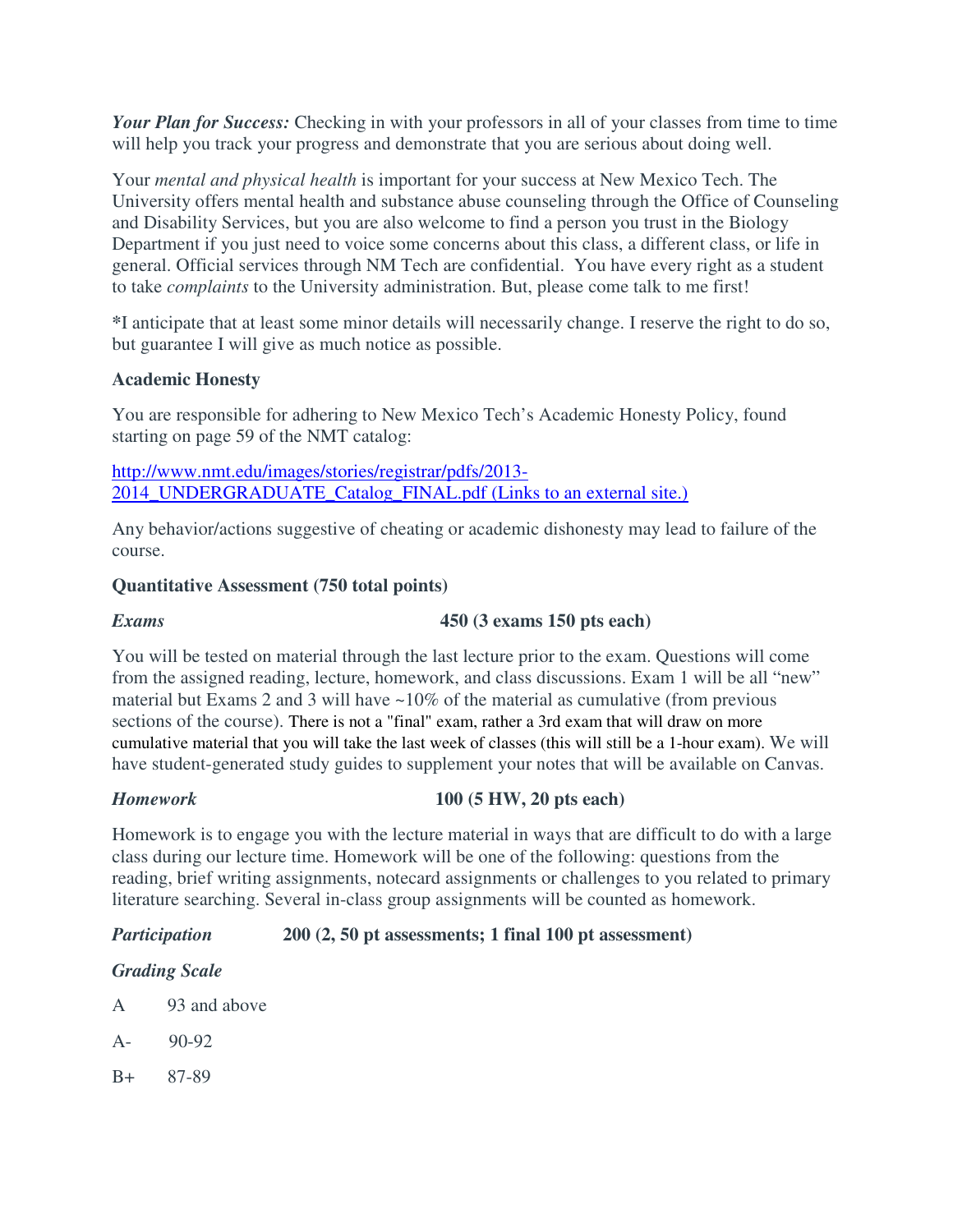***Your Plan for Success:*** Checking in with your professors in all of your classes from time to time will help you track your progress and demonstrate that you are serious about doing well.

Your *mental and physical health* is important for your success at New Mexico Tech. The University offers mental health and substance abuse counseling through the Office of Counseling and Disability Services, but you are also welcome to find a person you trust in the Biology Department if you just need to voice some concerns about this class, a different class, or life in general. Official services through NM Tech are confidential. You have every right as a student to take *complaints* to the University administration. But, please come talk to me first!

***I anticipate that at least some minor details will necessarily change. I reserve the right to do so, but guarantee I will give as much notice as possible.**

### Academic Honesty

You are responsible for adhering to New Mexico Tech's Academic Honesty Policy, found starting on page 59 of the NMT catalog:

[http://www.nmt.edu/images/stories/registrar/pdfs/2013-2014_UNDERGRADUATE_Catalog_FINAL.pdf (Links to an external site.)](http://www.nmt.edu/images/stories/registrar/pdfs/2013-2014_UNDERGRADUATE_Catalog_FINAL.pdf)

Any behavior/actions suggestive of cheating or academic dishonesty may lead to failure of the course.

### Quantitative Assessment (750 total points)

***Exams*** **450 (3 exams 150 pts each)**

You will be tested on material through the last lecture prior to the exam. Questions will come from the assigned reading, lecture, homework, and class discussions. Exam 1 will be all "new" material but Exams 2 and 3 will have ~10% of the material as cumulative (from previous sections of the course). There is not a "final" exam, rather a 3rd exam that will draw on more cumulative material that you will take the last week of classes (this will still be a 1-hour exam). We will have student-generated study guides to supplement your notes that will be available on Canvas.

***Homework*** **100 (5 HW, 20 pts each)**

Homework is to engage you with the lecture material in ways that are difficult to do with a large class during our lecture time. Homework will be one of the following: questions from the reading, brief writing assignments, notecard assignments or challenges to you related to primary literature searching. Several in-class group assignments will be counted as homework.

***Participation*** **200 (2, 50 pt assessments; 1 final 100 pt assessment)**

***Grading Scale***

A 93 and above

A- 90-92

B+ 87-89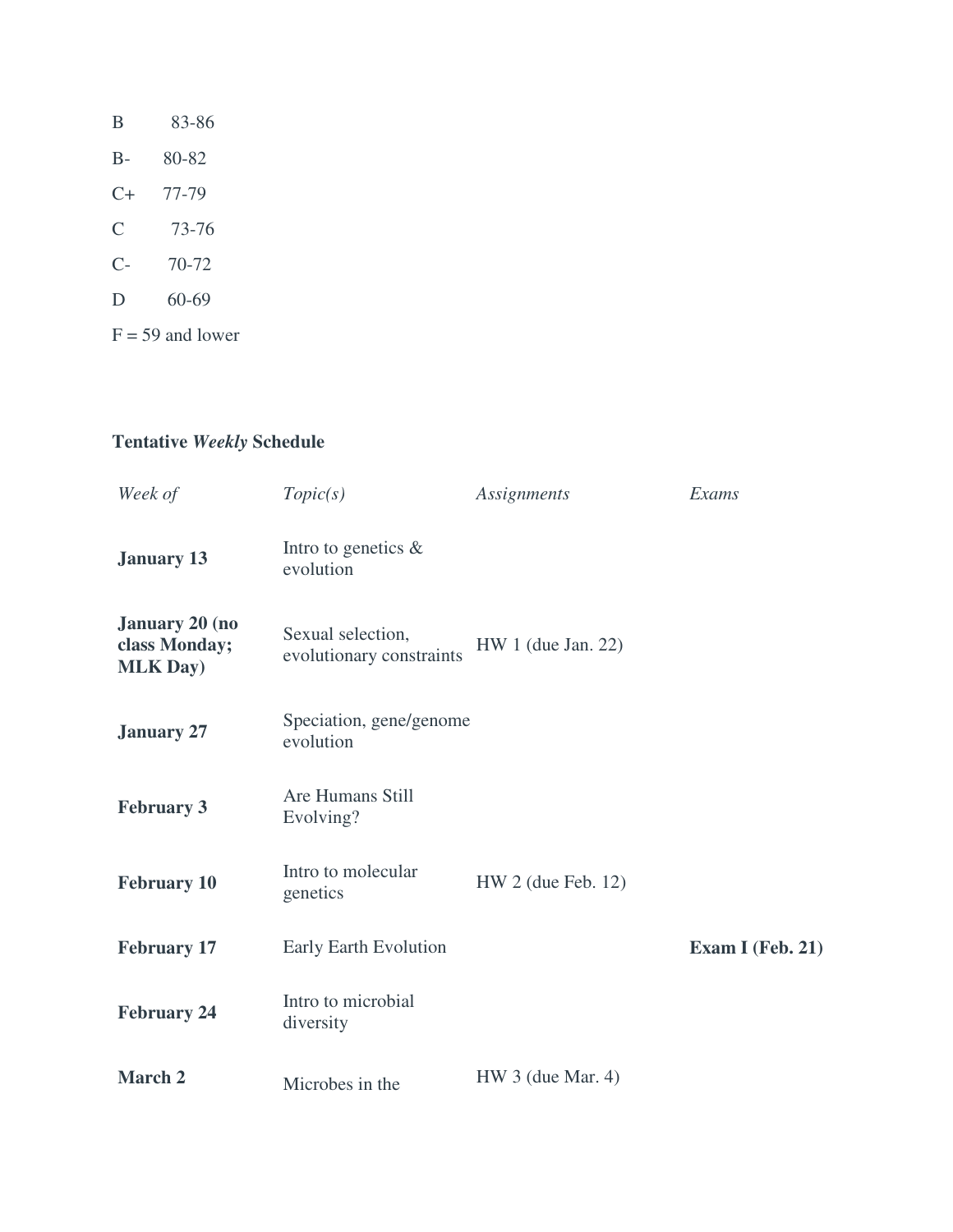B 83-86

B- 80-82

C+ 77-79

C 73-76

C- 70-72

D 60-69

F = 59 and lower

**Tentative *Weekly* Schedule**

| *Week of* | *Topic(s)* | *Assignments* | *Exams* |
|---|---|---|---|
| **January 13** | Intro to genetics & evolution | | |
| **January 20 (no class Monday; MLK Day)** | Sexual selection, evolutionary constraints | HW 1 (due Jan. 22) | |
| **January 27** | Speciation, gene/genome evolution | | |
| **February 3** | Are Humans Still Evolving? | | |
| **February 10** | Intro to molecular genetics | HW 2 (due Feb. 12) | |
| **February 17** | Early Earth Evolution | | **Exam I (Feb. 21)** |
| **February 24** | Intro to microbial diversity | | |
| **March 2** | Microbes in the | HW 3 (due Mar. 4) | |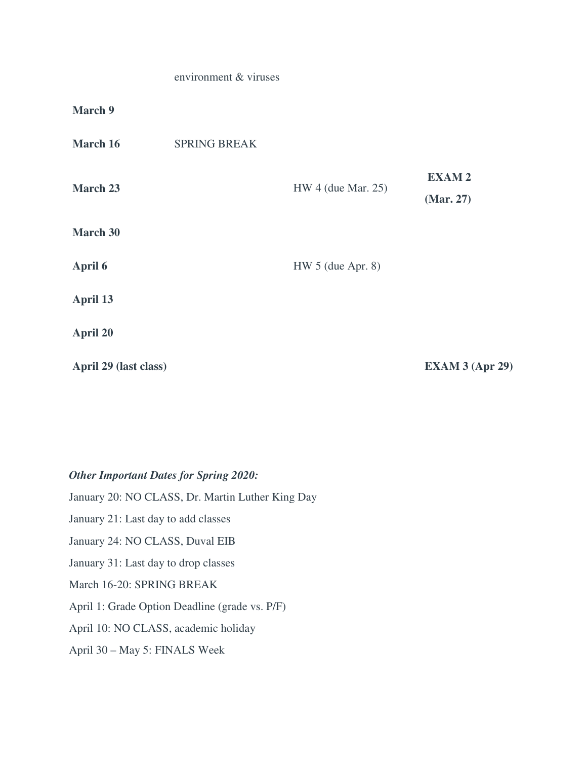| | | | |
|---|---|---|---|
| | environment & viruses | | |
| **March 9** | | | |
| **March 16** | SPRING BREAK | | |
| **March 23** | | HW 4 (due Mar. 25) | **EXAM 2 (Mar. 27)** |
| **March 30** | | | |
| **April 6** | | HW 5 (due Apr. 8) | |
| **April 13** | | | |
| **April 20** | | | |
| **April 29 (last class)** | | | **EXAM 3 (Apr 29)** |

***Other Important Dates for Spring 2020:***

January 20: NO CLASS, Dr. Martin Luther King Day

January 21: Last day to add classes

January 24: NO CLASS, Duval EIB

January 31: Last day to drop classes

March 16-20: SPRING BREAK

April 1: Grade Option Deadline (grade vs. P/F)

April 10: NO CLASS, academic holiday

April 30 – May 5: FINALS Week